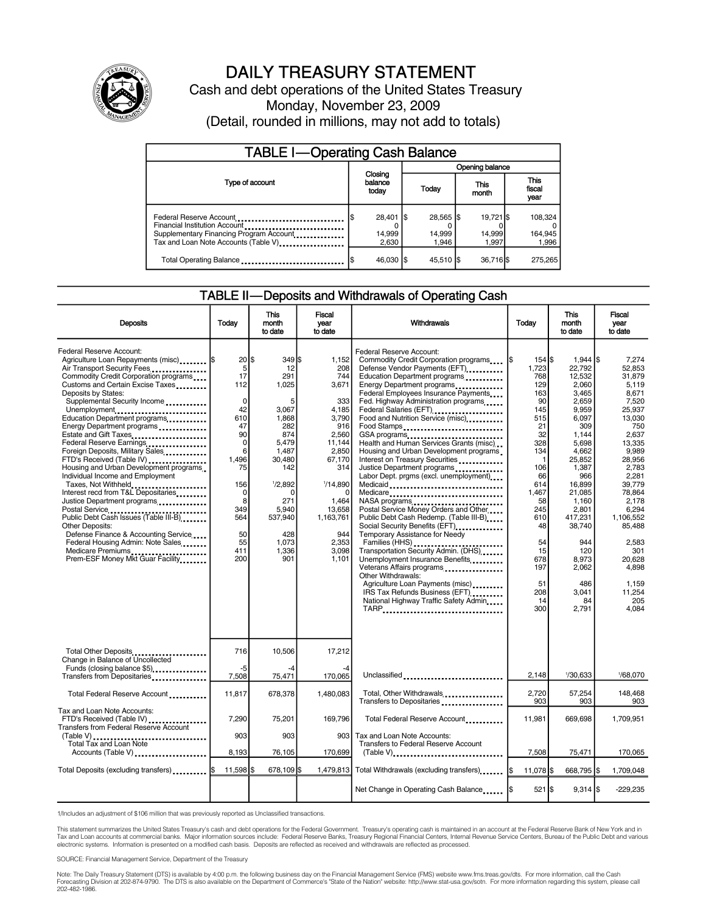# DAILY TREASURY STATEMENT

Cash and debt operations of the United States Treasury

Monday, November 23, 2009

(Detail, rounded in millions, may not add to totals)

## TABLE I—Operating Cash Balance

| Type of account | Closing balance today | Opening balance Today | Opening balance This month | Opening balance This fiscal year |
|---|---|---|---|---|
| Federal Reserve Account | $ 28,401 | $ 28,565 | $ 19,721 | $ 108,324 |
| Financial Institution Account | 0 | 0 | 0 | 0 |
| Supplementary Financing Program Account | 14,999 | 14,999 | 14,999 | 164,945 |
| Tax and Loan Note Accounts (Table V) | 2,630 | 1,946 | 1,997 | 1,996 |
| Total Operating Balance | $ 46,030 | $ 45,510 | $ 36,716 | $ 275,265 |

## TABLE II—Deposits and Withdrawals of Operating Cash

| Deposits | Today | This month to date | Fiscal year to date |
|---|---|---|---|
| Federal Reserve Account: | | | |
| Agriculture Loan Repayments (misc) | $ 20 | $ 349 | $ 1,152 |
| Air Transport Security Fees | 5 | 12 | 208 |
| Commodity Credit Corporation programs | 17 | 291 | 744 |
| Customs and Certain Excise Taxes | 112 | 1,025 | 3,671 |
| Deposits by States: | | | |
| Supplemental Security Income | 0 | 5 | 333 |
| Unemployment | 42 | 3,067 | 4,185 |
| Education Department programs | 610 | 1,868 | 3,790 |
| Energy Department programs | 47 | 282 | 916 |
| Estate and Gift Taxes | 90 | 874 | 2,560 |
| Federal Reserve Earnings | 0 | 5,479 | 11,144 |
| Foreign Deposits, Military Sales | 6 | 1,487 | 2,850 |
| FTD's Received (Table IV) | 1,496 | 30,480 | 67,170 |
| Housing and Urban Development programs | 75 | 142 | 314 |
| Individual Income and Employment Taxes, Not Withheld | 156 | [1]2,892 | [1]14,890 |
| Interest recd from T&L Depositaries | 0 | 0 | 0 |
| Justice Department programs | 8 | 271 | 1,464 |
| Postal Service | 349 | 5,940 | 13,658 |
| Public Debt Cash Issues (Table III-B) | 564 | 537,940 | 1,163,761 |
| Other Deposits: | | | |
| Defense Finance & Accounting Service | 50 | 428 | 944 |
| Federal Housing Admin: Note Sales | 55 | 1,073 | 2,353 |
| Medicare Premiums | 411 | 1,336 | 3,098 |
| Prem-ESF Money Mkt Guar Facility | 200 | 901 | 1,101 |
| Total Other Deposits | 716 | 10,506 | 17,212 |
| Change in Balance of Uncollected Funds (closing balance $5) | -5 | -4 | -4 |
| Transfers from Depositaries | 7,508 | 75,471 | 170,065 |
| Total Federal Reserve Account | 11,817 | 678,378 | 1,480,083 |
| Tax and Loan Note Accounts: | | | |
| FTD's Received (Table IV) | 7,290 | 75,201 | 169,796 |
| Transfers from Federal Reserve Account (Table V) | 903 | 903 | 903 |
| Total Tax and Loan Note Accounts (Table V) | 8,193 | 76,105 | 170,699 |
| Total Deposits (excluding transfers) | $ 11,598 | $ 678,109 | $ 1,479,813 |

| Withdrawals | Today | This month to date | Fiscal year to date |
|---|---|---|---|
| Federal Reserve Account: | | | |
| Commodity Credit Corporation programs | $ 154 | $ 1,944 | $ 7,274 |
| Defense Vendor Payments (EFT) | 1,723 | 22,792 | 52,853 |
| Education Department programs | 768 | 12,532 | 31,879 |
| Energy Department programs | 129 | 2,060 | 5,119 |
| Federal Employees Insurance Payments | 163 | 3,465 | 8,671 |
| Fed. Highway Administration programs | 90 | 2,659 | 7,520 |
| Federal Salaries (EFT) | 145 | 9,959 | 25,937 |
| Food and Nutrition Service (misc) | 515 | 6,097 | 13,030 |
| Food Stamps | 21 | 309 | 750 |
| GSA programs | 32 | 1,144 | 2,637 |
| Health and Human Services Grants (misc) | 328 | 5,698 | 13,335 |
| Housing and Urban Development programs | 134 | 4,662 | 9,989 |
| Interest on Treasury Securities | 1 | 25,852 | 28,956 |
| Justice Department programs | 106 | 1,387 | 2,783 |
| Labor Dept. prgms (excl. unemployment) | 66 | 966 | 2,281 |
| Medicaid | 614 | 16,899 | 39,779 |
| Medicare | 1,467 | 21,085 | 78,864 |
| NASA programs | 58 | 1,160 | 2,178 |
| Postal Service Money Orders and Other | 245 | 2,801 | 6,294 |
| Public Debt Cash Redemp. (Table III-B) | 610 | 417,231 | 1,106,552 |
| Social Security Benefits (EFT) | 48 | 38,740 | 85,488 |
| Temporary Assistance for Needy Families (HHS) | 54 | 944 | 2,583 |
| Transportation Security Admin. (DHS) | 15 | 120 | 301 |
| Unemployment Insurance Benefits | 678 | 8,973 | 20,628 |
| Veterans Affairs programs | 197 | 2,062 | 4,898 |
| Other Withdrawals: | | | |
| Agriculture Loan Payments (misc) | 51 | 486 | 1,159 |
| IRS Tax Refunds Business (EFT) | 208 | 3,041 | 11,254 |
| National Highway Traffic Safety Admin | 14 | 84 | 205 |
| TARP | 300 | 2,791 | 4,084 |
| Unclassified | 2,148 | [1]30,633 | [1]68,070 |
| Total, Other Withdrawals | 2,720 | 57,254 | 148,468 |
| Transfers to Depositaries | 903 | 903 | 903 |
| Total Federal Reserve Account | 11,981 | 669,698 | 1,709,951 |
| Tax and Loan Note Accounts: | | | |
| Transfers to Federal Reserve Account (Table V) | 7,508 | 75,471 | 170,065 |
| Total Withdrawals (excluding transfers) | $ 11,078 | $ 668,795 | $ 1,709,048 |
| Net Change in Operating Cash Balance | $ 521 | $ 9,314 | $ -229,235 |

1/Includes an adjustment of $106 million that was previously reported as Unclassified transactions.

This statement summarizes the United States Treasury's cash and debt operations for the Federal Government. Treasury's operating cash is maintained in an account at the Federal Reserve Bank of New York and in Tax and Loan accounts at commercial banks. Major information sources include: Federal Reserve Banks, Treasury Regional Financial Centers, Internal Revenue Service Centers, Bureau of the Public Debt and various electronic systems. Information is presented on a modified cash basis. Deposits are reflected as received and withdrawals are reflected as processed.

SOURCE: Financial Management Service, Department of the Treasury

Note: The Daily Treasury Statement (DTS) is available by 4:00 p.m. the following business day on the Financial Management Service (FMS) website www.fms.treas.gov/dts. For more information, call the Cash Forecasting Division at 202-874-9790. The DTS is also available on the Department of Commerce's "State of the Nation" website: http://www.stat-usa.gov/sotn. For more information regarding this system, please call 202-482-1986.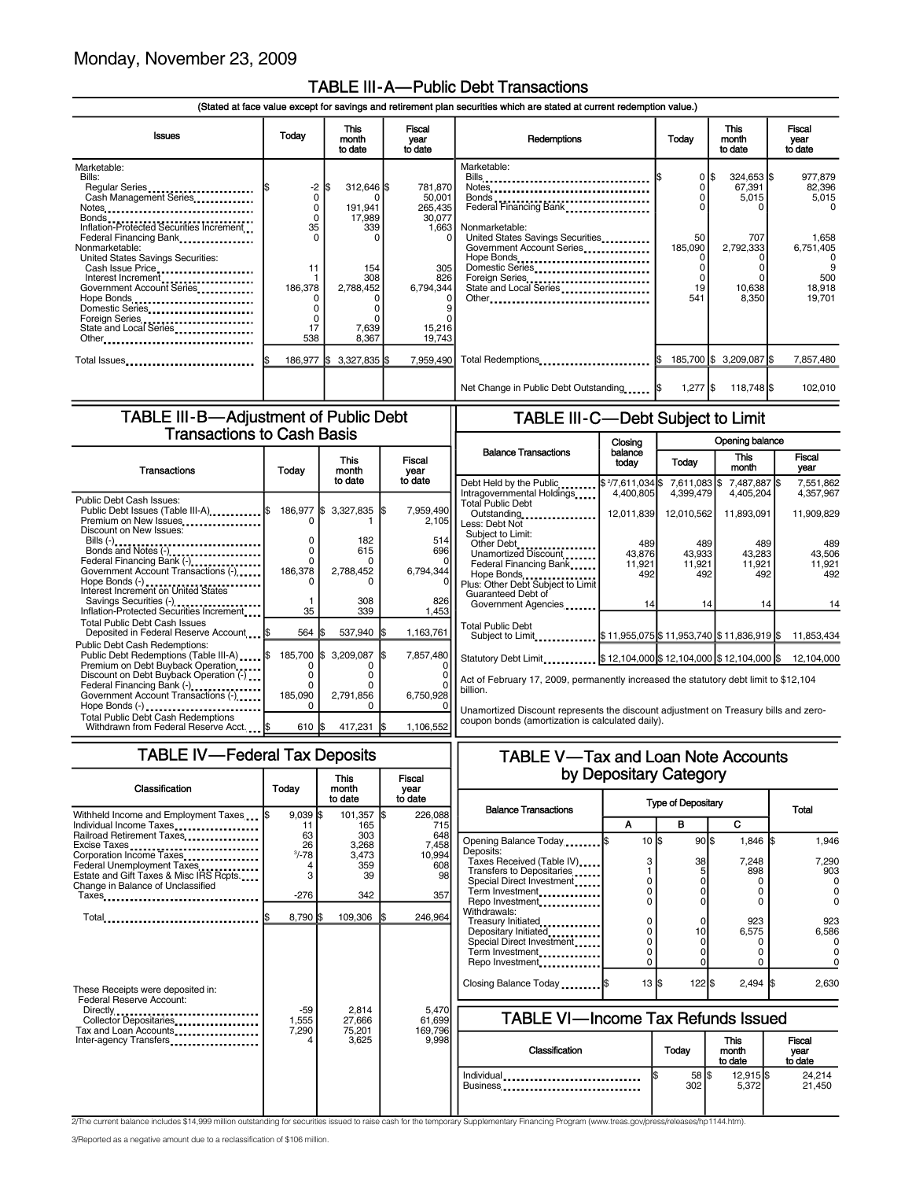Monday, November 23, 2009

## TABLE III-A—Public Debt Transactions

(Stated at face value except for savings and retirement plan securities which are stated at current redemption value.)

| Issues | Today | This month to date | Fiscal year to date | Redemptions | Today | This month to date | Fiscal year to date |
|---|---|---|---|---|---|---|---|
| Marketable: | | | | Marketable: | | | |
| Bills: | | | | Bills | $ 0 | $ 324,653 | $ 977,879 |
| Regular Series | $ -2 | $ 312,646 | $ 781,870 | Notes | 0 | 67,391 | 82,396 |
| Cash Management Series | 0 | 0 | 50,001 | Bonds | 0 | 5,015 | 5,015 |
| Notes | 0 | 191,941 | 265,435 | Federal Financing Bank | 0 | 0 | 0 |
| Bonds | 0 | 17,989 | 30,077 | | | | |
| Inflation-Protected Securities Increment | 35 | 339 | 1,663 | Nonmarketable: | | | |
| Federal Financing Bank | 0 | 0 | 0 | United States Savings Securities | 50 | 707 | 1,658 |
| Nonmarketable: | | | | Government Account Series | 185,090 | 2,792,333 | 6,751,405 |
| United States Savings Securities: | | | | Hope Bonds | 0 | 0 | 0 |
| Cash Issue Price | 11 | 154 | 305 | Domestic Series | 0 | 0 | 9 |
| Interest Increment | 1 | 308 | 826 | Foreign Series | 0 | 0 | 500 |
| Government Account Series | 186,378 | 2,788,452 | 6,794,344 | State and Local Series | 19 | 10,638 | 18,918 |
| Hope Bonds | 0 | 0 | 0 | Other | 541 | 8,350 | 19,701 |
| Domestic Series | 0 | 0 | 9 | | | | |
| Foreign Series | 0 | 0 | 0 | | | | |
| State and Local Series | 17 | 7,639 | 15,216 | | | | |
| Other | 538 | 8,367 | 19,743 | | | | |
| Total Issues | $ 186,977 | $ 3,327,835 | $ 7,959,490 | Total Redemptions | $ 185,700 | $ 3,209,087 | $ 7,857,480 |
| | | | | Net Change in Public Debt Outstanding | $ 1,277 | $ 118,748 | $ 102,010 |

## TABLE III-B—Adjustment of Public Debt Transactions to Cash Basis

| Transactions | Today | This month to date | Fiscal year to date |
|---|---|---|---|
| Public Debt Cash Issues: | | | |
| Public Debt Issues (Table III-A) | $ 186,977 | $ 3,327,835 | $ 7,959,490 |
| Premium on New Issues | 0 | 1 | 2,105 |
| Discount on New Issues: | | | |
| Bills (-) | 0 | 182 | 514 |
| Bonds and Notes (-) | 0 | 615 | 696 |
| Federal Financing Bank (-) | 0 | 0 | 0 |
| Government Account Transactions (-) | 186,378 | 2,788,452 | 6,794,344 |
| Hope Bonds (-) | 0 | 0 | 0 |
| Interest Increment on United States Savings Securities (-) | 1 | 308 | 826 |
| Inflation-Protected Securities Increment | 35 | 339 | 1,453 |
| Total Public Debt Cash Issues Deposited in Federal Reserve Account | $ 564 | $ 537,940 | $ 1,163,761 |
| Public Debt Cash Redemptions: | | | |
| Public Debt Redemptions (Table III-A) | $ 185,700 | $ 3,209,087 | $ 7,857,480 |
| Premium on Debt Buyback Operation | 0 | 0 | 0 |
| Discount on Debt Buyback Operation (-) | 0 | 0 | 0 |
| Federal Financing Bank (-) | 0 | 0 | 0 |
| Government Account Transactions (-) | 185,090 | 2,791,856 | 6,750,928 |
| Hope Bonds (-) | 0 | 0 | 0 |
| Total Public Debt Cash Redemptions Withdrawn from Federal Reserve Acct. | $ 610 | $ 417,231 | $ 1,106,552 |

## TABLE III-C—Debt Subject to Limit

| Balance Transactions | Closing balance today | Opening balance Today | Opening balance This month | Opening balance Fiscal year |
|---|---|---|---|---|
| Debt Held by the Public | $ 2/7,611,034 | $ 7,611,083 | $ 7,487,887 | $ 7,551,862 |
| Intragovernmental Holdings | 4,400,805 | 4,399,479 | 4,405,204 | 4,357,967 |
| Total Public Debt Outstanding | 12,011,839 | 12,010,562 | 11,893,091 | 11,909,829 |
| Less: Debt Not Subject to Limit: | | | | |
| Other Debt | 489 | 489 | 489 | 489 |
| Unamortized Discount | 43,876 | 43,933 | 43,283 | 43,506 |
| Federal Financing Bank | 11,921 | 11,921 | 11,921 | 11,921 |
| Hope Bonds | 492 | 492 | 492 | 492 |
| Plus: Other Debt Subject to Limit | | | | |
| Guaranteed Debt of Government Agencies | 14 | 14 | 14 | 14 |
| Total Public Debt Subject to Limit | $ 11,955,075 | $ 11,953,740 | $ 11,836,919 | $ 11,853,434 |
| Statutory Debt Limit | $ 12,104,000 | $ 12,104,000 | $ 12,104,000 | $ 12,104,000 |

Act of February 17, 2009, permanently increased the statutory debt limit to $12,104 billion.

Unamortized Discount represents the discount adjustment on Treasury bills and zero-coupon bonds (amortization is calculated daily).

## TABLE IV—Federal Tax Deposits

| Classification | Today | This month to date | Fiscal year to date |
|---|---|---|---|
| Withheld Income and Employment Taxes | $ 9,039 | $ 101,357 | $ 226,088 |
| Individual Income Taxes | 11 | 165 | 715 |
| Railroad Retirement Taxes | 63 | 303 | 648 |
| Excise Taxes | 26 | 3,268 | 7,458 |
| Corporation Income Taxes | 3/-78 | 3,473 | 10,994 |
| Federal Unemployment Taxes | 4 | 359 | 608 |
| Estate and Gift Taxes & Misc IRS Rcpts. | 3 | 39 | 98 |
| Change in Balance of Unclassified Taxes | -276 | 342 | 357 |
| Total | $ 8,790 | $ 109,306 | $ 246,964 |
| These Receipts were deposited in: | | | |
| Federal Reserve Account: | | | |
| Directly | -59 | 2,814 | 5,470 |
| Collector Depositaries | 1,555 | 27,666 | 61,699 |
| Tax and Loan Accounts | 7,290 | 75,201 | 169,796 |
| Inter-agency Transfers | 4 | 3,625 | 9,998 |

## TABLE V—Tax and Loan Note Accounts by Depositary Category

| Balance Transactions | Type of Depositary A | Type of Depositary B | Type of Depositary C | Total |
|---|---|---|---|---|
| Opening Balance Today | $ 10 | $ 90 | $ 1,846 | $ 1,946 |
| Deposits: | | | | |
| Taxes Received (Table IV) | 3 | 38 | 7,248 | 7,290 |
| Transfers to Depositaries | 1 | 5 | 898 | 903 |
| Special Direct Investment | 0 | 0 | 0 | 0 |
| Term Investment | 0 | 0 | 0 | 0 |
| Repo Investment | 0 | 0 | 0 | 0 |
| Withdrawals: | | | | |
| Treasury Initiated | 0 | 0 | 923 | 923 |
| Depositary Initiated | 0 | 10 | 6,575 | 6,586 |
| Special Direct Investment | 0 | 0 | 0 | 0 |
| Term Investment | 0 | 0 | 0 | 0 |
| Repo Investment | 0 | 0 | 0 | 0 |
| Closing Balance Today | $ 13 | $ 122 | $ 2,494 | $ 2,630 |

## TABLE VI—Income Tax Refunds Issued

| Classification | Today | This month to date | Fiscal year to date |
|---|---|---|---|
| Individual | $ 58 | $ 12,915 | $ 24,214 |
| Business | 302 | 5,372 | 21,450 |

2/The current balance includes $14,999 million outstanding for securities issued to raise cash for the temporary Supplementary Financing Program (www.treas.gov/press/releases/hp1144.htm).

3/Reported as a negative amount due to a reclassification of $106 million.